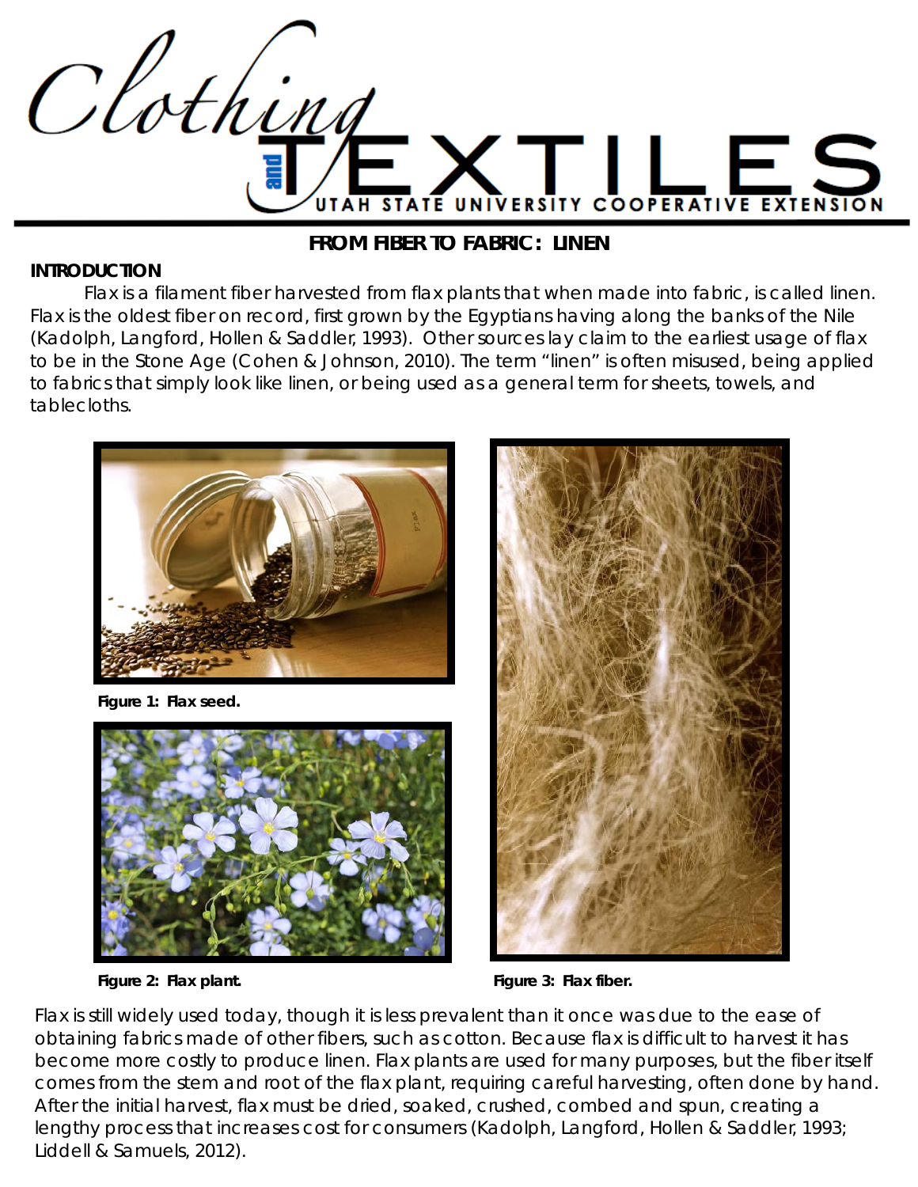# Clothing and TEXTILES

UTAH STATE UNIVERSITY COOPERATIVE EXTENSION

## FROM FIBER TO FABRIC: LINEN

### INTRODUCTION

Flax is a filament fiber harvested from flax plants that when made into fabric, is called linen. Flax is the oldest fiber on record, first grown by the Egyptians having along the banks of the Nile (Kadolph, Langford, Hollen & Saddler, 1993). Other sources lay claim to the earliest usage of flax to be in the Stone Age (Cohen & Johnson, 2010). The term "linen" is often misused, being applied to fabrics that simply look like linen, or being used as a general term for sheets, towels, and tablecloths.

**Figure 1: Flax seed.**

**Figure 2: Flax plant.**

**Figure 3: Flax fiber.**

Flax is still widely used today, though it is less prevalent than it once was due to the ease of obtaining fabrics made of other fibers, such as cotton. Because flax is difficult to harvest it has become more costly to produce linen. Flax plants are used for many purposes, but the fiber itself comes from the stem and root of the flax plant, requiring careful harvesting, often done by hand. After the initial harvest, flax must be dried, soaked, crushed, combed and spun, creating a lengthy process that increases cost for consumers (Kadolph, Langford, Hollen & Saddler, 1993; Liddell & Samuels, 2012).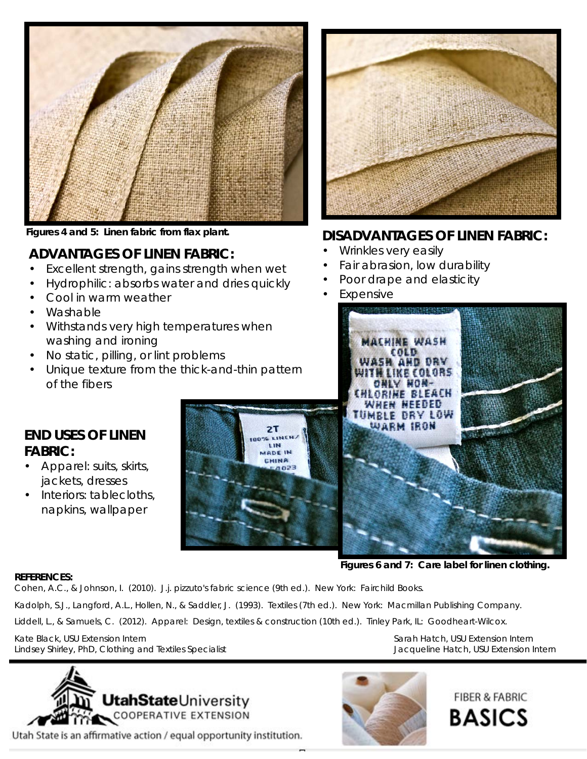Figures 4 and 5: Linen fabric from flax plant.

## ADVANTAGES OF LINEN FABRIC:

- Excellent strength, gains strength when wet
- Hydrophilic: absorbs water and dries quickly
- Cool in warm weather
- Washable
- Withstands very high temperatures when washing and ironing
- No static, pilling, or lint problems
- Unique texture from the thick-and-thin pattern of the fibers

## DISADVANTAGES OF LINEN FABRIC:

- Wrinkles very easily
- Fair abrasion, low durability
- Poor drape and elasticity
- Expensive

## END USES OF LINEN FABRIC:

- Apparel: suits, skirts, jackets, dresses
- Interiors: tablecloths, napkins, wallpaper

Figures 6 and 7: Care label for linen clothing.

**REFERENCES:**

Cohen, A.C., & Johnson, I. (2010). J.j. pizzuto's fabric science (9th ed.). New York: Fairchild Books.

Kadolph, S.J., Langford, A.L., Hollen, N., & Saddler, J. (1993). Textiles (7th ed.). New York: Macmillan Publishing Company.

Liddell, L., & Samuels, C. (2012). Apparel: Design, textiles & construction (10th ed.). Tinley Park, IL: Goodheart-Wilcox.

Kate Black, USU Extension Intern
Lindsey Shirley, PhD, Clothing and Textiles Specialist
Sarah Hatch, USU Extension Intern
Jacqueline Hatch, USU Extension Intern

Utah State University Cooperative Extension

Utah State is an affirmative action / equal opportunity institution.

FIBER & FABRIC BASICS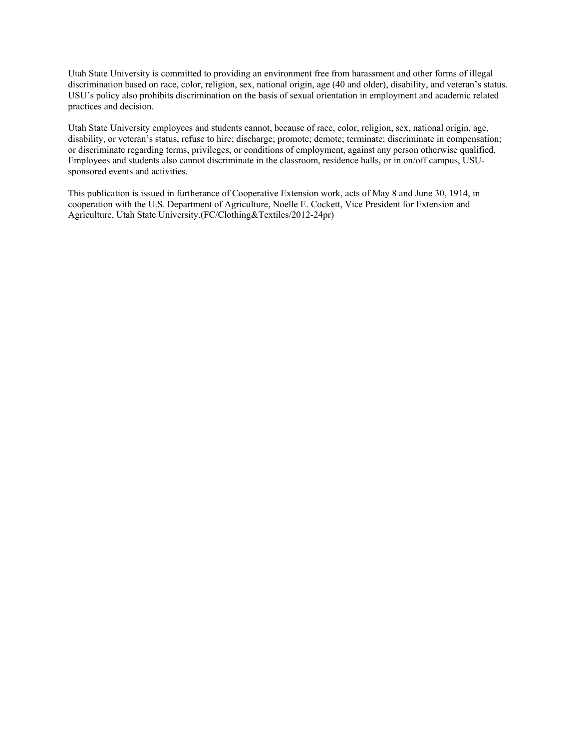Utah State University is committed to providing an environment free from harassment and other forms of illegal discrimination based on race, color, religion, sex, national origin, age (40 and older), disability, and veteran's status. USU's policy also prohibits discrimination on the basis of sexual orientation in employment and academic related practices and decision.

Utah State University employees and students cannot, because of race, color, religion, sex, national origin, age, disability, or veteran's status, refuse to hire; discharge; promote; demote; terminate; discriminate in compensation; or discriminate regarding terms, privileges, or conditions of employment, against any person otherwise qualified. Employees and students also cannot discriminate in the classroom, residence halls, or in on/off campus, USU-sponsored events and activities.

This publication is issued in furtherance of Cooperative Extension work, acts of May 8 and June 30, 1914, in cooperation with the U.S. Department of Agriculture, Noelle E. Cockett, Vice President for Extension and Agriculture, Utah State University.(FC/Clothing&Textiles/2012-24pr)